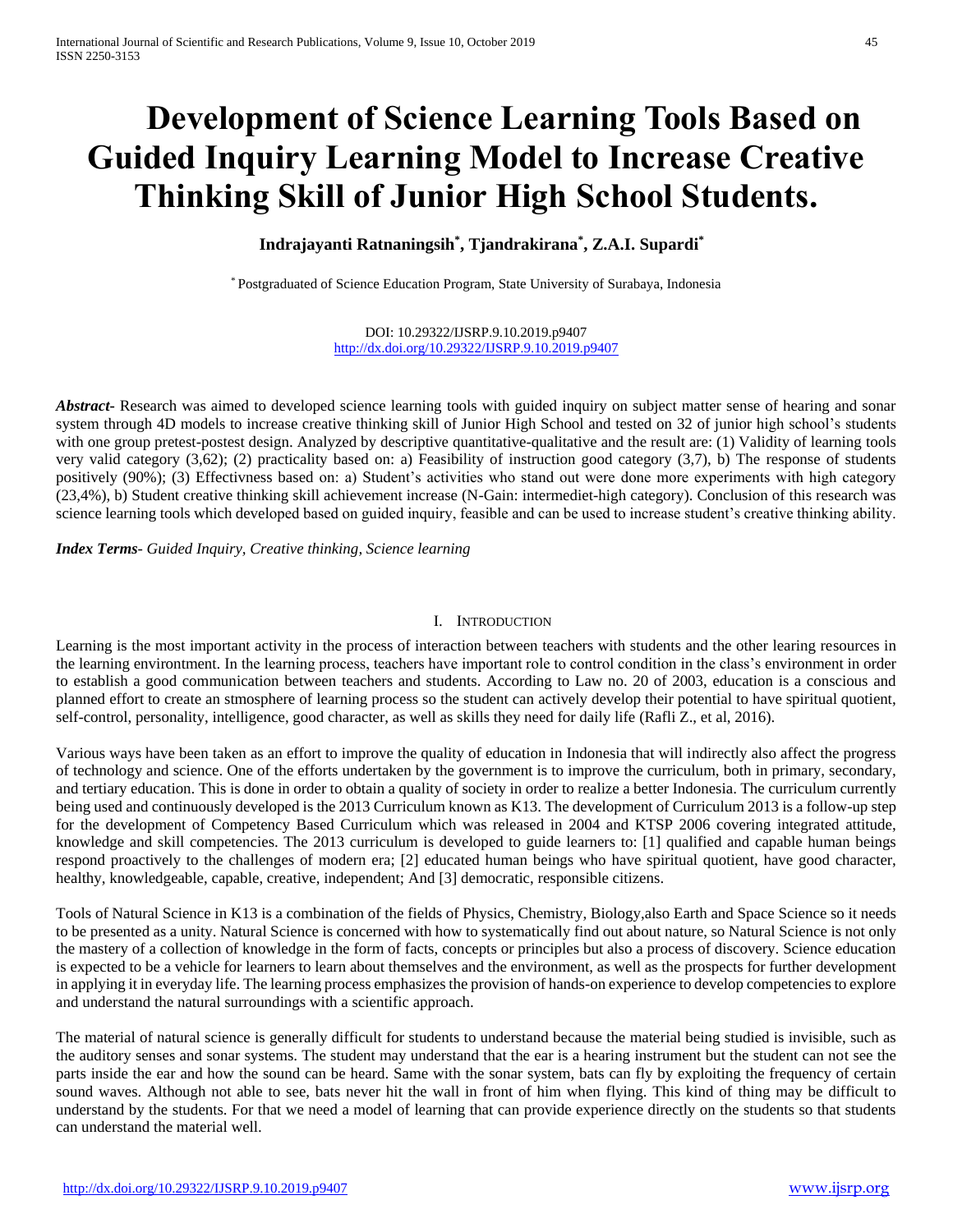# Development of Science Learning Tools Based on Guided Inquiry Learning Model to Increase Creative Thinking Skill of Junior High School Students.

**Indrajayanti Ratnaningsih[*], Tjandrakirana[*], Z.A.I. Supardi[*]**

[*] Postgraduated of Science Education Program, State University of Surabaya, Indonesia

DOI: 10.29322/IJSRP.9.10.2019.p9407
http://dx.doi.org/10.29322/IJSRP.9.10.2019.p9407

***Abstract***- Research was aimed to developed science learning tools with guided inquiry on subject matter sense of hearing and sonar system through 4D models to increase creative thinking skill of Junior High School and tested on 32 of junior high school's students with one group pretest-postest design. Analyzed by descriptive quantitative-qualitative and the result are: (1) Validity of learning tools very valid category (3,62); (2) practicality based on: a) Feasibility of instruction good category (3,7), b) The response of students positively (90%); (3) Effectivness based on: a) Student's activities who stand out were done more experiments with high category (23,4%), b) Student creative thinking skill achievement increase (N-Gain: intermediet-high category). Conclusion of this research was science learning tools which developed based on guided inquiry, feasible and can be used to increase student's creative thinking ability.

***Index Terms***- *Guided Inquiry, Creative thinking, Science learning*

## I. Introduction

Learning is the most important activity in the process of interaction between teachers with students and the other learing resources in the learning environtment. In the learning process, teachers have important role to control condition in the class's environment in order to establish a good communication between teachers and students. According to Law no. 20 of 2003, education is a conscious and planned effort to create an stmosphere of learning process so the student can actively develop their potential to have spiritual quotient, self-control, personality, intelligence, good character, as well as skills they need for daily life (Rafli Z., et al, 2016).

Various ways have been taken as an effort to improve the quality of education in Indonesia that will indirectly also affect the progress of technology and science. One of the efforts undertaken by the government is to improve the curriculum, both in primary, secondary, and tertiary education. This is done in order to obtain a quality of society in order to realize a better Indonesia. The curriculum currently being used and continuously developed is the 2013 Curriculum known as K13. The development of Curriculum 2013 is a follow-up step for the development of Competency Based Curriculum which was released in 2004 and KTSP 2006 covering integrated attitude, knowledge and skill competencies. The 2013 curriculum is developed to guide learners to: [1] qualified and capable human beings respond proactively to the challenges of modern era; [2] educated human beings who have spiritual quotient, have good character, healthy, knowledgeable, capable, creative, independent; And [3] democratic, responsible citizens.

Tools of Natural Science in K13 is a combination of the fields of Physics, Chemistry, Biology,also Earth and Space Science so it needs to be presented as a unity. Natural Science is concerned with how to systematically find out about nature, so Natural Science is not only the mastery of a collection of knowledge in the form of facts, concepts or principles but also a process of discovery. Science education is expected to be a vehicle for learners to learn about themselves and the environment, as well as the prospects for further development in applying it in everyday life. The learning process emphasizes the provision of hands-on experience to develop competencies to explore and understand the natural surroundings with a scientific approach.

The material of natural science is generally difficult for students to understand because the material being studied is invisible, such as the auditory senses and sonar systems. The student may understand that the ear is a hearing instrument but the student can not see the parts inside the ear and how the sound can be heard. Same with the sonar system, bats can fly by exploiting the frequency of certain sound waves. Although not able to see, bats never hit the wall in front of him when flying. This kind of thing may be difficult to understand by the students. For that we need a model of learning that can provide experience directly on the students so that students can understand the material well.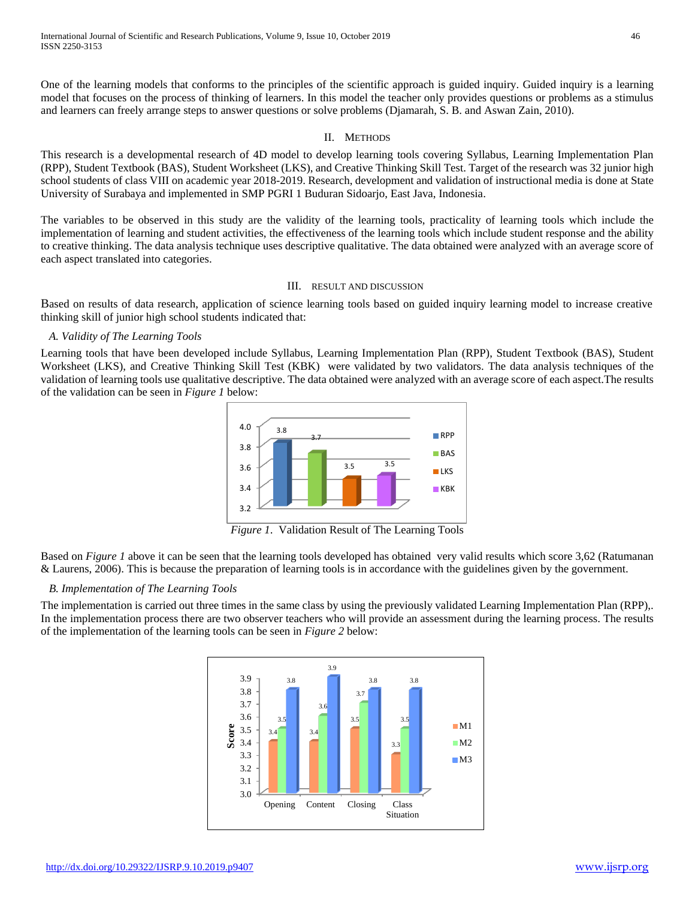One of the learning models that conforms to the principles of the scientific approach is guided inquiry. Guided inquiry is a learning model that focuses on the process of thinking of learners. In this model the teacher only provides questions or problems as a stimulus and learners can freely arrange steps to answer questions or solve problems (Djamarah, S. B. and Aswan Zain, 2010).

## II. Methods

This research is a developmental research of 4D model to develop learning tools covering Syllabus, Learning Implementation Plan (RPP), Student Textbook (BAS), Student Worksheet (LKS), and Creative Thinking Skill Test. Target of the research was 32 junior high school students of class VIII on academic year 2018-2019. Research, development and validation of instructional media is done at State University of Surabaya and implemented in SMP PGRI 1 Buduran Sidoarjo, East Java, Indonesia.

The variables to be observed in this study are the validity of the learning tools, practicality of learning tools which include the implementation of learning and student activities, the effectiveness of the learning tools which include student response and the ability to creative thinking. The data analysis technique uses descriptive qualitative. The data obtained were analyzed with an average score of each aspect translated into categories.

## III. Result and Discussion

Based on results of data research, application of science learning tools based on guided inquiry learning model to increase creative thinking skill of junior high school students indicated that:

### *A. Validity of The Learning Tools*

Learning tools that have been developed include Syllabus, Learning Implementation Plan (RPP), Student Textbook (BAS), Student Worksheet (LKS), and Creative Thinking Skill Test (KBK) were validated by two validators. The data analysis techniques of the validation of learning tools use qualitative descriptive. The data obtained were analyzed with an average score of each aspect.The results of the validation can be seen in *Figure 1* below:

| Tool | Score |
|---|---|
| RPP | 3.8 |
| BAS | 3.7 |
| LKS | 3.5 |
| KBK | 3.5 |

*Figure 1*. Validation Result of The Learning Tools

Based on *Figure 1* above it can be seen that the learning tools developed has obtained very valid results which score 3,62 (Ratumanan & Laurens, 2006). This is because the preparation of learning tools is in accordance with the guidelines given by the government.

### *B. Implementation of The Learning Tools*

The implementation is carried out three times in the same class by using the previously validated Learning Implementation Plan (RPP),. In the implementation process there are two observer teachers who will provide an assessment during the learning process. The results of the implementation of the learning tools can be seen in *Figure 2* below:

| Score | Opening | Content | Closing | Class Situation |
|---|---|---|---|---|
| M1 | 3.4 | 3.4 | 3.5 | 3.3 |
| M2 | 3.5 | 3.6 | 3.7 | 3.5 |
| M3 | 3.8 | 3.9 | 3.8 | 3.8 |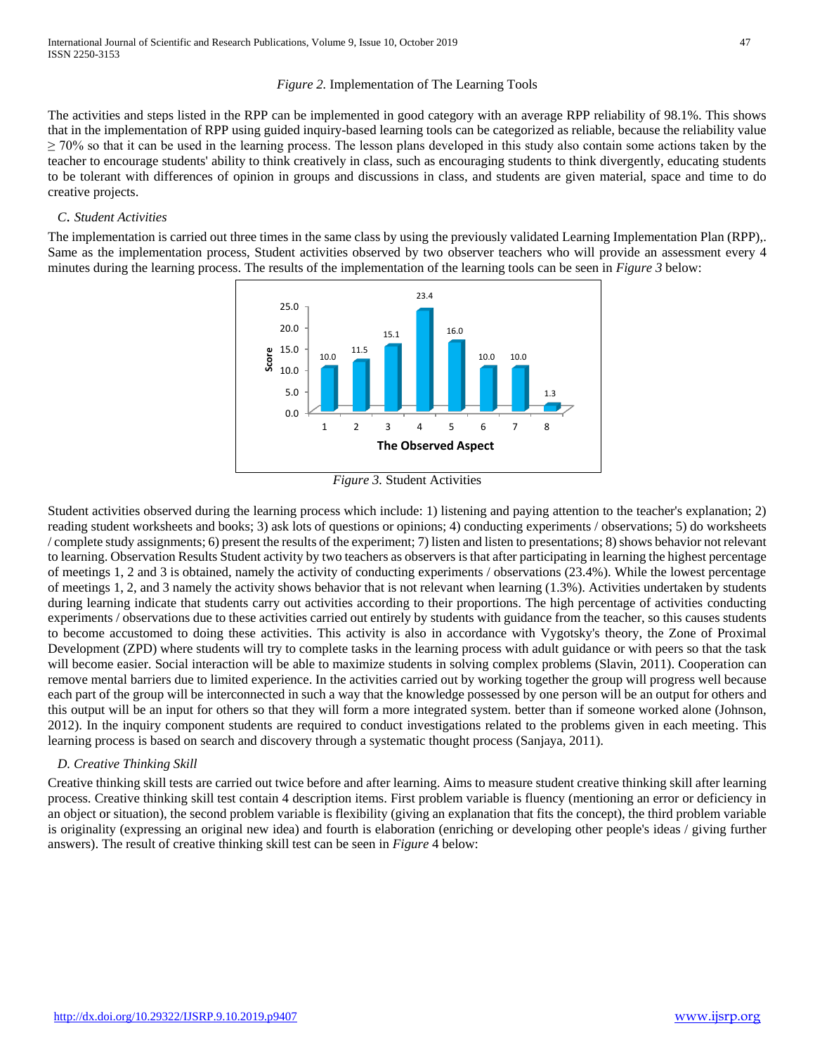*Figure 2.* Implementation of The Learning Tools

The activities and steps listed in the RPP can be implemented in good category with an average RPP reliability of 98.1%. This shows that in the implementation of RPP using guided inquiry-based learning tools can be categorized as reliable, because the reliability value ≥ 70% so that it can be used in the learning process. The lesson plans developed in this study also contain some actions taken by the teacher to encourage students' ability to think creatively in class, such as encouraging students to think divergently, educating students to be tolerant with differences of opinion in groups and discussions in class, and students are given material, space and time to do creative projects.

### *C. Student Activities*

The implementation is carried out three times in the same class by using the previously validated Learning Implementation Plan (RPP),. Same as the implementation process, Student activities observed by two observer teachers who will provide an assessment every 4 minutes during the learning process. The results of the implementation of the learning tools can be seen in *Figure 3* below:

*Figure 3.* Student Activities

Student activities observed during the learning process which include: 1) listening and paying attention to the teacher's explanation; 2) reading student worksheets and books; 3) ask lots of questions or opinions; 4) conducting experiments / observations; 5) do worksheets / complete study assignments; 6) present the results of the experiment; 7) listen and listen to presentations; 8) shows behavior not relevant to learning. Observation Results Student activity by two teachers as observers is that after participating in learning the highest percentage of meetings 1, 2 and 3 is obtained, namely the activity of conducting experiments / observations (23.4%). While the lowest percentage of meetings 1, 2, and 3 namely the activity shows behavior that is not relevant when learning (1.3%). Activities undertaken by students during learning indicate that students carry out activities according to their proportions. The high percentage of activities conducting experiments / observations due to these activities carried out entirely by students with guidance from the teacher, so this causes students to become accustomed to doing these activities. This activity is also in accordance with Vygotsky's theory, the Zone of Proximal Development (ZPD) where students will try to complete tasks in the learning process with adult guidance or with peers so that the task will become easier. Social interaction will be able to maximize students in solving complex problems (Slavin, 2011). Cooperation can remove mental barriers due to limited experience. In the activities carried out by working together the group will progress well because each part of the group will be interconnected in such a way that the knowledge possessed by one person will be an output for others and this output will be an input for others so that they will form a more integrated system. better than if someone worked alone (Johnson, 2012). In the inquiry component students are required to conduct investigations related to the problems given in each meeting. This learning process is based on search and discovery through a systematic thought process (Sanjaya, 2011).

### *D. Creative Thinking Skill*

Creative thinking skill tests are carried out twice before and after learning. Aims to measure student creative thinking skill after learning process. Creative thinking skill test contain 4 description items. First problem variable is fluency (mentioning an error or deficiency in an object or situation), the second problem variable is flexibility (giving an explanation that fits the concept), the third problem variable is originality (expressing an original new idea) and fourth is elaboration (enriching or developing other people's ideas / giving further answers). The result of creative thinking skill test can be seen in *Figure* 4 below: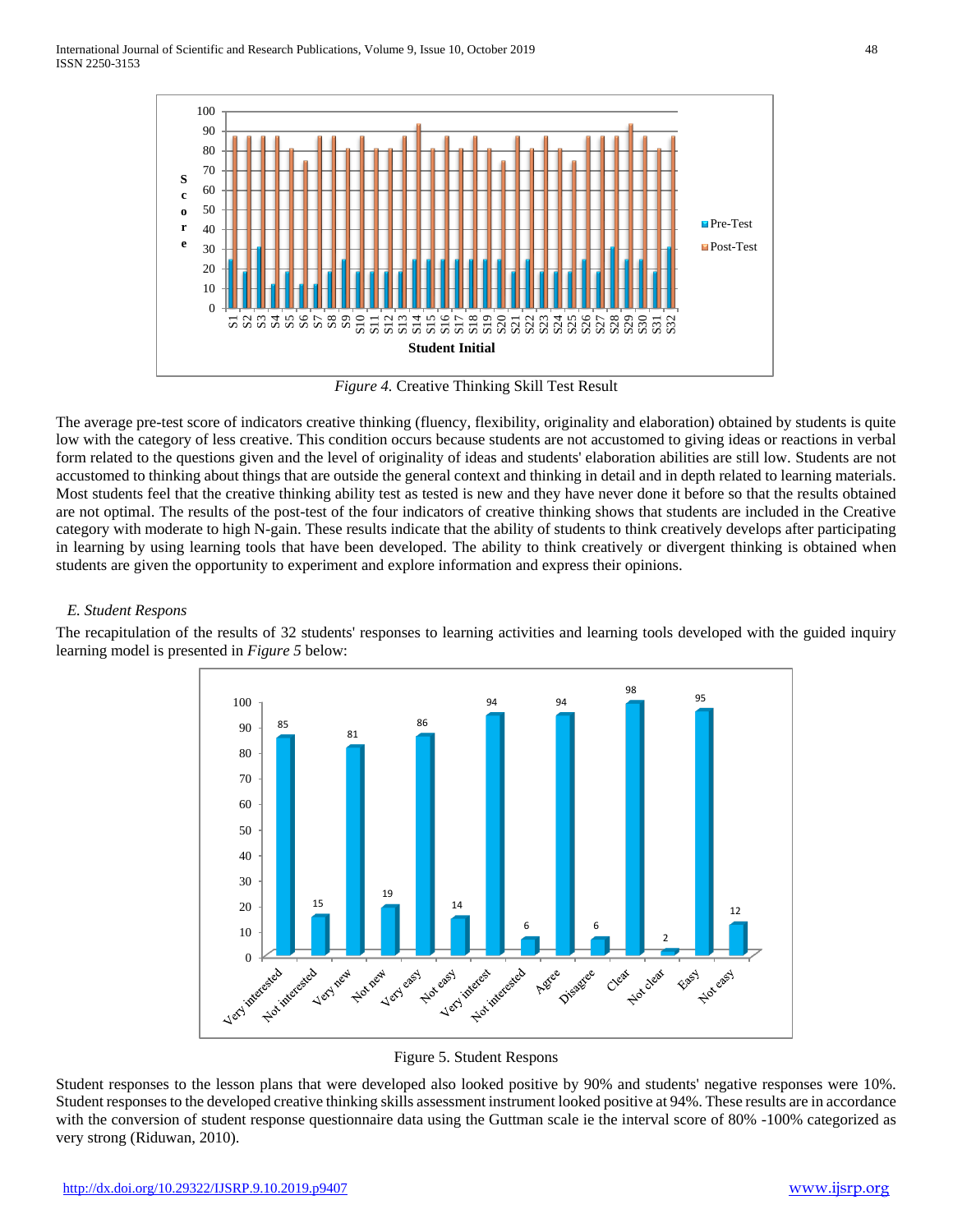*Figure 4.* Creative Thinking Skill Test Result

The average pre-test score of indicators creative thinking (fluency, flexibility, originality and elaboration) obtained by students is quite low with the category of less creative. This condition occurs because students are not accustomed to giving ideas or reactions in verbal form related to the questions given and the level of originality of ideas and students' elaboration abilities are still low. Students are not accustomed to thinking about things that are outside the general context and thinking in detail and in depth related to learning materials. Most students feel that the creative thinking ability test as tested is new and they have never done it before so that the results obtained are not optimal. The results of the post-test of the four indicators of creative thinking shows that students are included in the Creative category with moderate to high N-gain. These results indicate that the ability of students to think creatively develops after participating in learning by using learning tools that have been developed. The ability to think creatively or divergent thinking is obtained when students are given the opportunity to experiment and explore information and express their opinions.

### *E. Student Respons*

The recapitulation of the results of 32 students' responses to learning activities and learning tools developed with the guided inquiry learning model is presented in *Figure 5* below:

Figure 5. Student Respons

Student responses to the lesson plans that were developed also looked positive by 90% and students' negative responses were 10%. Student responses to the developed creative thinking skills assessment instrument looked positive at 94%. These results are in accordance with the conversion of student response questionnaire data using the Guttman scale ie the interval score of 80% -100% categorized as very strong (Riduwan, 2010).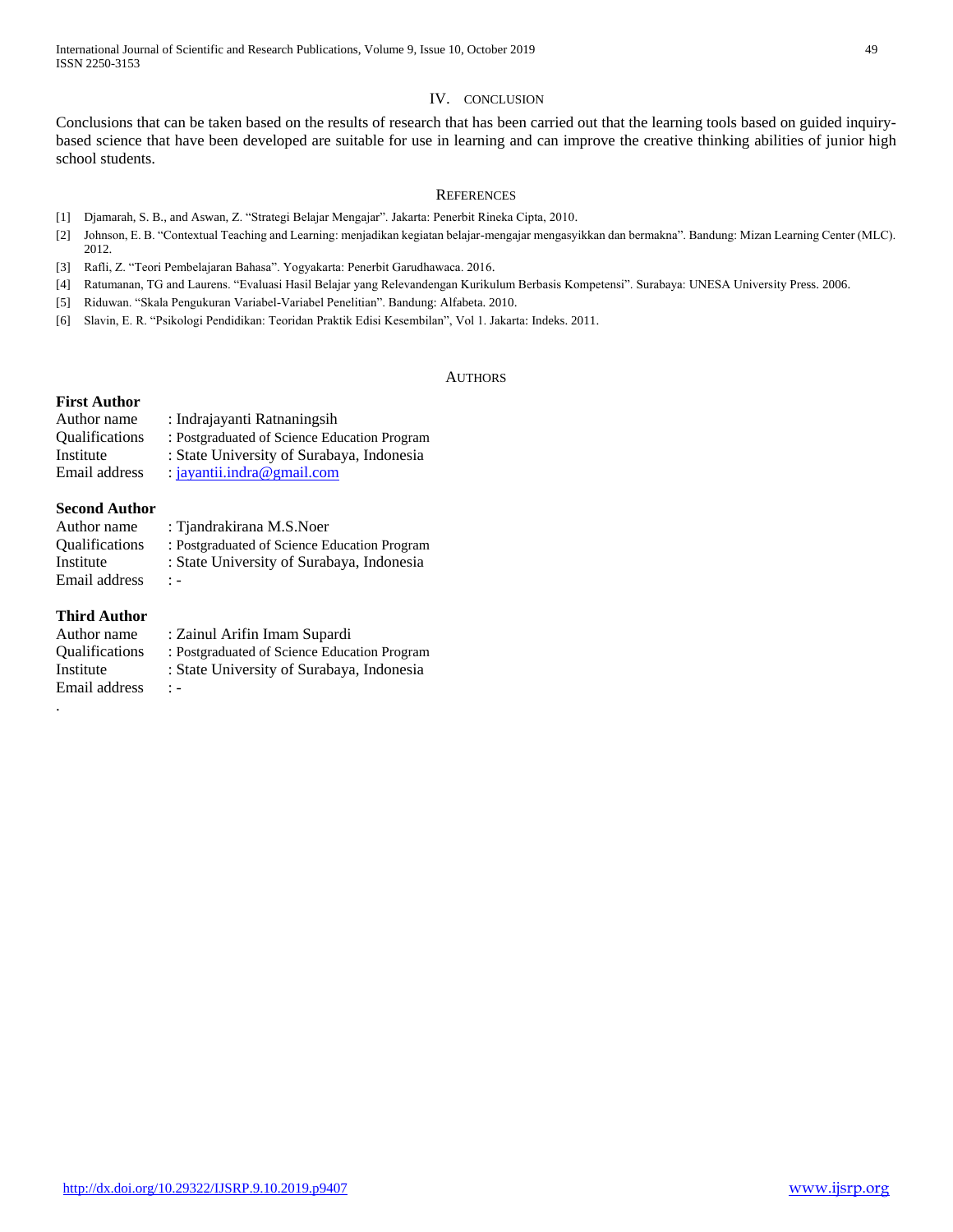## IV. CONCLUSION

Conclusions that can be taken based on the results of research that has been carried out that the learning tools based on guided inquiry-based science that have been developed are suitable for use in learning and can improve the creative thinking abilities of junior high school students.

## REFERENCES

[1] Djamarah, S. B., and Aswan, Z. "Strategi Belajar Mengajar". Jakarta: Penerbit Rineka Cipta, 2010.

[2] Johnson, E. B. "Contextual Teaching and Learning: menjadikan kegiatan belajar-mengajar mengasyikkan dan bermakna". Bandung: Mizan Learning Center (MLC). 2012.

[3] Rafli, Z. "Teori Pembelajaran Bahasa". Yogyakarta: Penerbit Garudhawaca. 2016.

[4] Ratumanan, TG and Laurens. "Evaluasi Hasil Belajar yang Relevandengan Kurikulum Berbasis Kompetensi". Surabaya: UNESA University Press. 2006.

[5] Riduwan. "Skala Pengukuran Variabel-Variabel Penelitian". Bandung: Alfabeta. 2010.

[6] Slavin, E. R. "Psikologi Pendidikan: Teoridan Praktik Edisi Kesembilan", Vol 1. Jakarta: Indeks. 2011.

## AUTHORS

**First Author**
Author name : Indrajayanti Ratnaningsih
Qualifications : Postgraduated of Science Education Program
Institute : State University of Surabaya, Indonesia
Email address : jayantii.indra@gmail.com

**Second Author**
Author name : Tjandrakirana M.S.Noer
Qualifications : Postgraduated of Science Education Program
Institute : State University of Surabaya, Indonesia
Email address : -

**Third Author**
Author name : Zainul Arifin Imam Supardi
Qualifications : Postgraduated of Science Education Program
Institute : State University of Surabaya, Indonesia
Email address : -